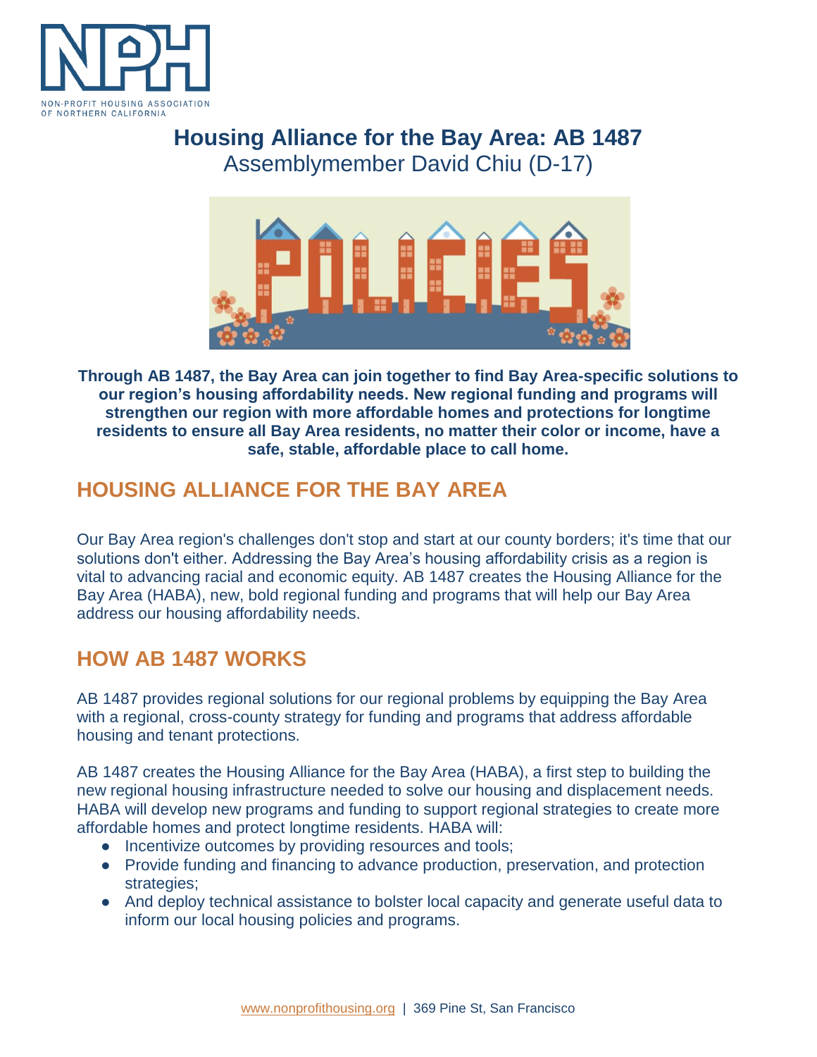NON-PROFIT HOUSING ASSOCIATION OF NORTHERN CALIFORNIA

# Housing Alliance for the Bay Area: AB 1487

Assemblymember David Chiu (D-17)

**Through AB 1487, the Bay Area can join together to find Bay Area-specific solutions to our region's housing affordability needs. New regional funding and programs will strengthen our region with more affordable homes and protections for longtime residents to ensure all Bay Area residents, no matter their color or income, have a safe, stable, affordable place to call home.**

## HOUSING ALLIANCE FOR THE BAY AREA

Our Bay Area region's challenges don't stop and start at our county borders; it's time that our solutions don't either. Addressing the Bay Area's housing affordability crisis as a region is vital to advancing racial and economic equity. AB 1487 creates the Housing Alliance for the Bay Area (HABA), new, bold regional funding and programs that will help our Bay Area address our housing affordability needs.

## HOW AB 1487 WORKS

AB 1487 provides regional solutions for our regional problems by equipping the Bay Area with a regional, cross-county strategy for funding and programs that address affordable housing and tenant protections.

AB 1487 creates the Housing Alliance for the Bay Area (HABA), a first step to building the new regional housing infrastructure needed to solve our housing and displacement needs. HABA will develop new programs and funding to support regional strategies to create more affordable homes and protect longtime residents. HABA will:

- Incentivize outcomes by providing resources and tools;
- Provide funding and financing to advance production, preservation, and protection strategies;
- And deploy technical assistance to bolster local capacity and generate useful data to inform our local housing policies and programs.

www.nonprofithousing.org | 369 Pine St, San Francisco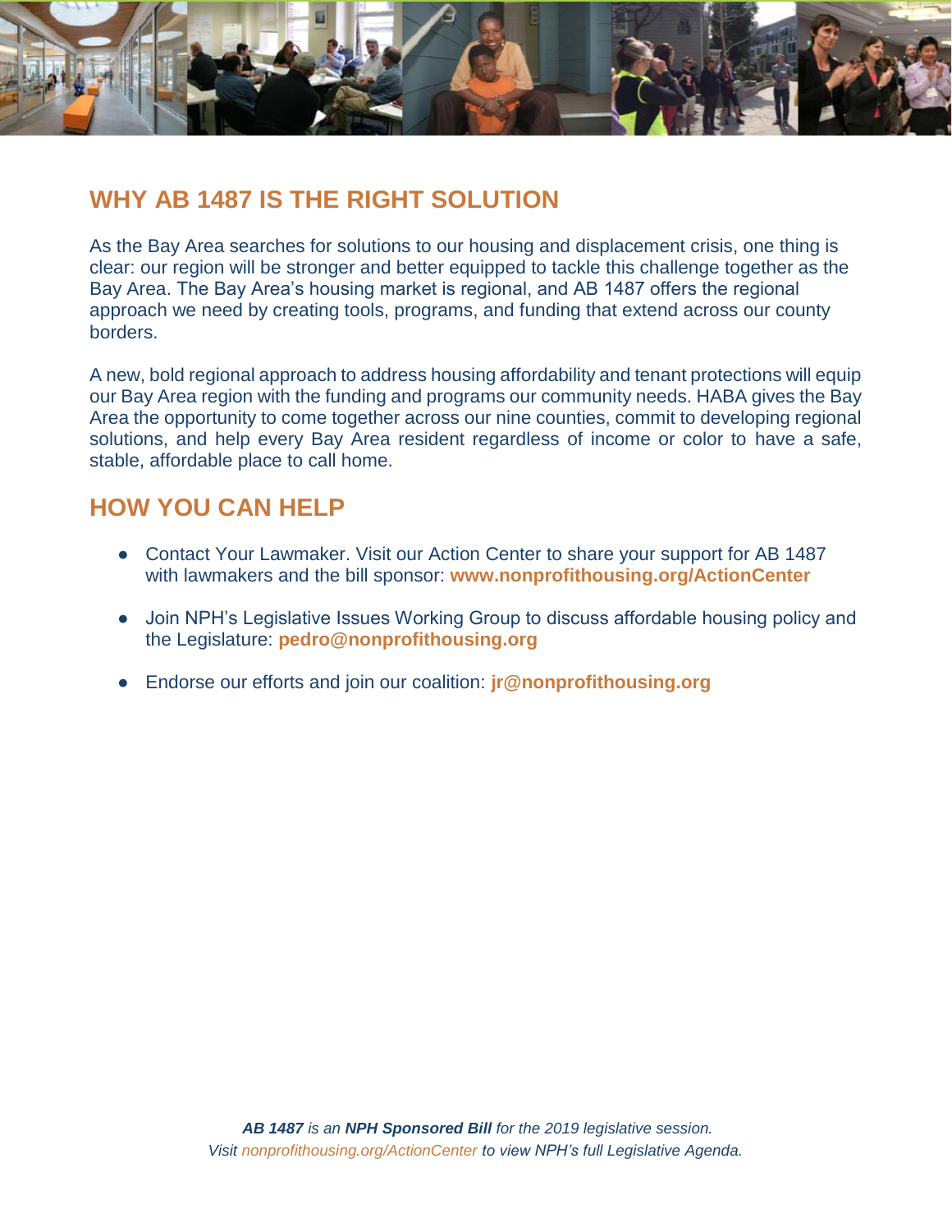## WHY AB 1487 IS THE RIGHT SOLUTION

As the Bay Area searches for solutions to our housing and displacement crisis, one thing is clear: our region will be stronger and better equipped to tackle this challenge together as the Bay Area. The Bay Area's housing market is regional, and AB 1487 offers the regional approach we need by creating tools, programs, and funding that extend across our county borders.

A new, bold regional approach to address housing affordability and tenant protections will equip our Bay Area region with the funding and programs our community needs. HABA gives the Bay Area the opportunity to come together across our nine counties, commit to developing regional solutions, and help every Bay Area resident regardless of income or color to have a safe, stable, affordable place to call home.

## HOW YOU CAN HELP

- Contact Your Lawmaker. Visit our Action Center to share your support for AB 1487 with lawmakers and the bill sponsor: **www.nonprofithousing.org/ActionCenter**
- Join NPH's Legislative Issues Working Group to discuss affordable housing policy and the Legislature: **pedro@nonprofithousing.org**
- Endorse our efforts and join our coalition: **jr@nonprofithousing.org**

***AB 1487*** *is an* ***NPH Sponsored Bill*** *for the 2019 legislative session.*
*Visit nonprofithousing.org/ActionCenter to view NPH's full Legislative Agenda.*